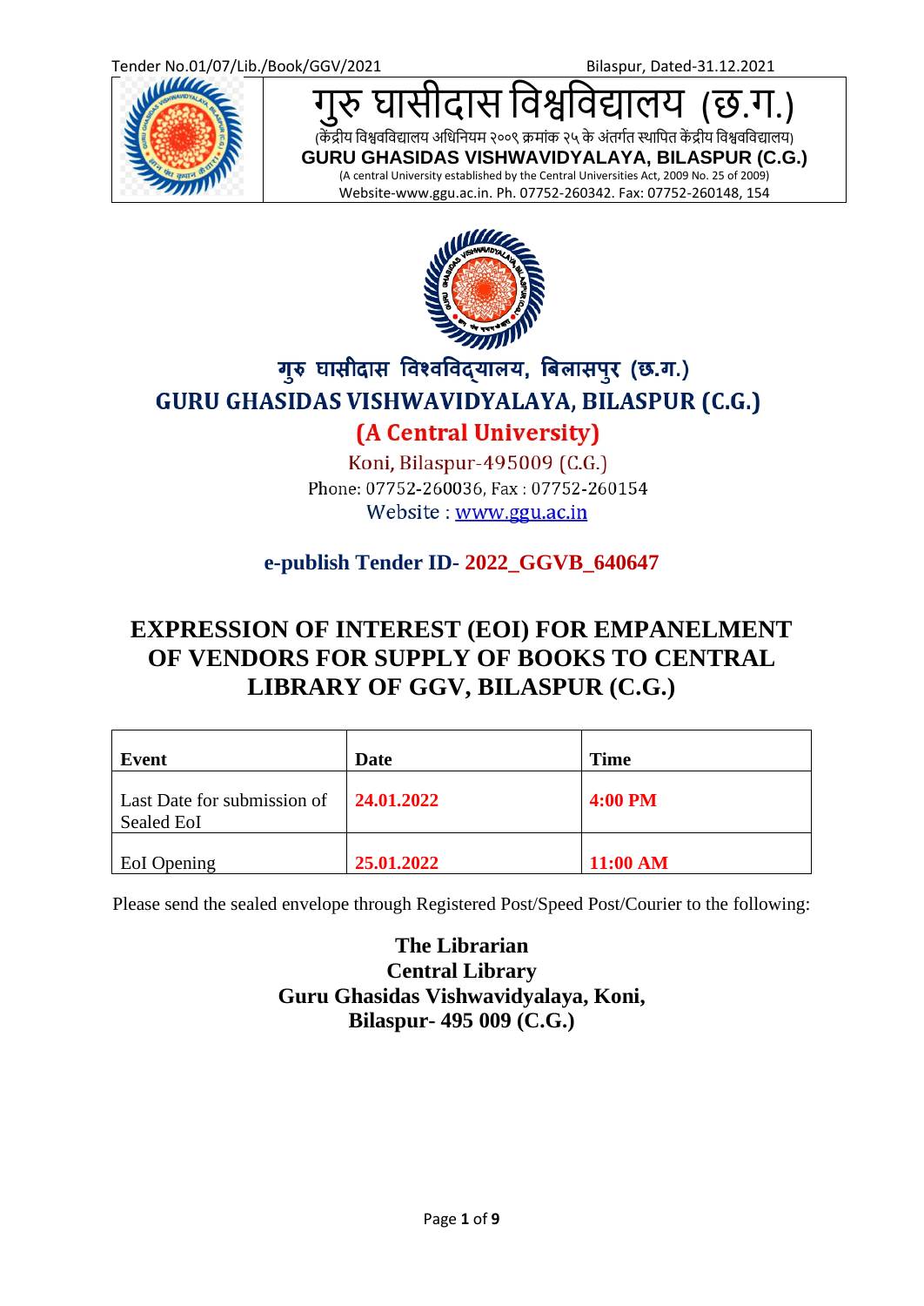Tender No.01/07/Lib./Book/GGV/2021 Bilaspur, Dated-31.12.2021

# गुरु घासीदास विश्वविद्यालय (छ.ग.)

(केंद्रीय विश्वविद्यालय अधिनियम २००९ क्रमांक २५ के अंतर्गत स्थापित केंद्रीय विश्वविद्यालय)

**GURU GHASIDAS VISHWAVIDYALAYA, BILASPUR (C.G.)**

(A central University established by the Central Universities Act, 2009 No. 25 of 2009)

Website-www.ggu.ac.in. Ph. 07752-260342. Fax: 07752-260148, 154

## गुरु घासीदास विश्वविद्यालय, बिलासपुर (छ.ग.)

## GURU GHASIDAS VISHWAVIDYALAYA, BILASPUR (C.G.)

## (A Central University)

Koni, Bilaspur-495009 (C.G.)

Phone: 07752-260036, Fax : 07752-260154

Website : www.ggu.ac.in

**e-publish Tender ID- 2022_GGVB_640647**

# EXPRESSION OF INTEREST (EOI) FOR EMPANELMENT OF VENDORS FOR SUPPLY OF BOOKS TO CENTRAL LIBRARY OF GGV, BILASPUR (C.G.)

| Event | Date | Time |
|---|---|---|
| Last Date for submission of Sealed EoI | 24.01.2022 | 4:00 PM |
| EoI Opening | 25.01.2022 | 11:00 AM |

Please send the sealed envelope through Registered Post/Speed Post/Courier to the following:

**The Librarian**
**Central Library**
**Guru Ghasidas Vishwavidyalaya, Koni,**
**Bilaspur- 495 009 (C.G.)**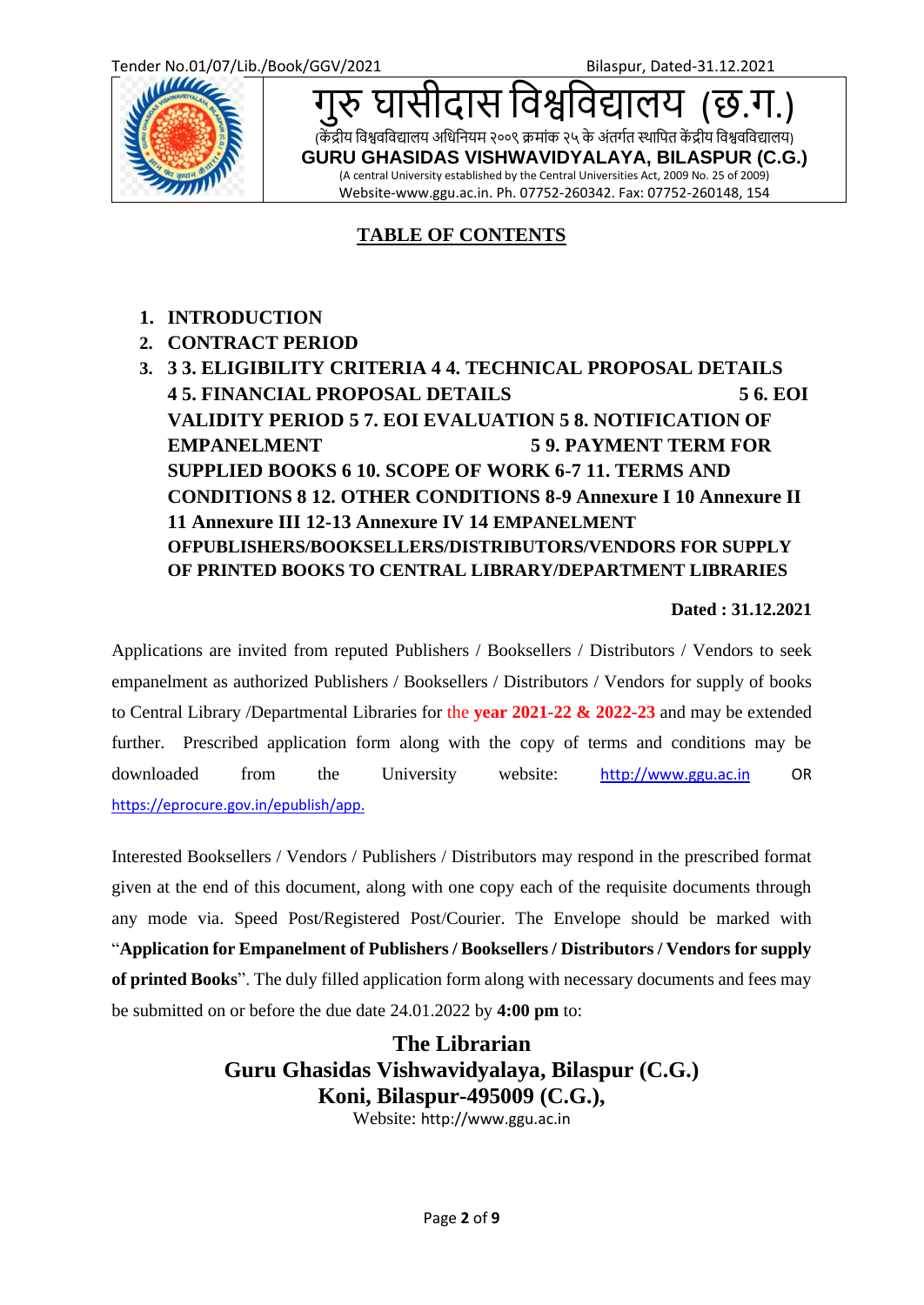Tender No.01/07/Lib./Book/GGV/2021 Bilaspur, Dated-31.12.2021

# गुरु घासीदास विश्वविद्यालय (छ.ग.)

(केंद्रीय विश्वविद्यालय अधिनियम २००९ क्रमांक २५ के अंतर्गत स्थापित केंद्रीय विश्वविद्यालय)

**GURU GHASIDAS VISHWAVIDYALAYA, BILASPUR (C.G.)**

(A central University established by the Central Universities Act, 2009 No. 25 of 2009)

Website-www.ggu.ac.in. Ph. 07752-260342. Fax: 07752-260148, 154

## TABLE OF CONTENTS

1. **INTRODUCTION**
2. **CONTRACT PERIOD**
3. **3 3. ELIGIBILITY CRITERIA 4 4. TECHNICAL PROPOSAL DETAILS 4 5. FINANCIAL PROPOSAL DETAILS 5 6. EOI VALIDITY PERIOD 5 7. EOI EVALUATION 5 8. NOTIFICATION OF EMPANELMENT 5 9. PAYMENT TERM FOR SUPPLIED BOOKS 6 10. SCOPE OF WORK 6-7 11. TERMS AND CONDITIONS 8 12. OTHER CONDITIONS 8-9 Annexure I 10 Annexure II 11 Annexure III 12-13 Annexure IV 14 EMPANELMENT OFPUBLISHERS/BOOKSELLERS/DISTRIBUTORS/VENDORS FOR SUPPLY OF PRINTED BOOKS TO CENTRAL LIBRARY/DEPARTMENT LIBRARIES**

**Dated : 31.12.2021**

Applications are invited from reputed Publishers / Booksellers / Distributors / Vendors to seek empanelment as authorized Publishers / Booksellers / Distributors / Vendors for supply of books to Central Library /Departmental Libraries for the **year 2021-22 & 2022-23** and may be extended further. Prescribed application form along with the copy of terms and conditions may be downloaded from the University website: http://www.ggu.ac.in OR https://eprocure.gov.in/epublish/app.

Interested Booksellers / Vendors / Publishers / Distributors may respond in the prescribed format given at the end of this document, along with one copy each of the requisite documents through any mode via. Speed Post/Registered Post/Courier. The Envelope should be marked with "**Application for Empanelment of Publishers / Booksellers / Distributors / Vendors for supply of printed Books**". The duly filled application form along with necessary documents and fees may be submitted on or before the due date 24.01.2022 by **4:00 pm** to:

**The Librarian**
**Guru Ghasidas Vishwavidyalaya, Bilaspur (C.G.)**
**Koni, Bilaspur-495009 (C.G.),**
Website: http://www.ggu.ac.in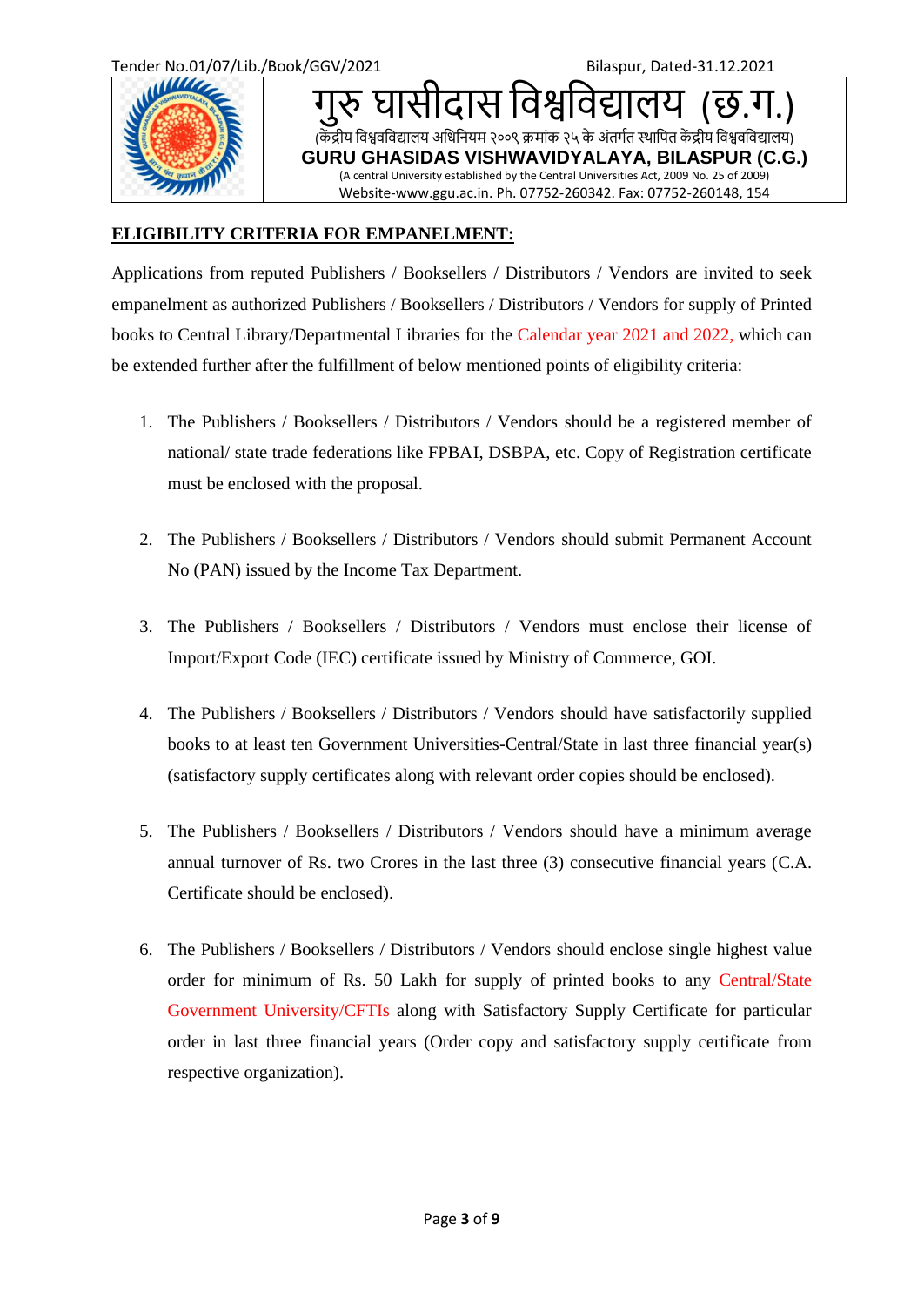Tender No.01/07/Lib./Book/GGV/2021 Bilaspur, Dated-31.12.2021

# गुरु घासीदास विश्वविद्यालय (छ.ग.)

(केंद्रीय विश्वविद्यालय अधिनियम २००९ क्रमांक २५ के अंतर्गत स्थापित केंद्रीय विश्वविद्यालय)

**GURU GHASIDAS VISHWAVIDYALAYA, BILASPUR (C.G.)**

(A central University established by the Central Universities Act, 2009 No. 25 of 2009)

Website-www.ggu.ac.in. Ph. 07752-260342. Fax: 07752-260148, 154

## ELIGIBILITY CRITERIA FOR EMPANELMENT:

Applications from reputed Publishers / Booksellers / Distributors / Vendors are invited to seek empanelment as authorized Publishers / Booksellers / Distributors / Vendors for supply of Printed books to Central Library/Departmental Libraries for the Calendar year 2021 and 2022, which can be extended further after the fulfillment of below mentioned points of eligibility criteria:

1. The Publishers / Booksellers / Distributors / Vendors should be a registered member of national/ state trade federations like FPBAI, DSBPA, etc. Copy of Registration certificate must be enclosed with the proposal.

2. The Publishers / Booksellers / Distributors / Vendors should submit Permanent Account No (PAN) issued by the Income Tax Department.

3. The Publishers / Booksellers / Distributors / Vendors must enclose their license of Import/Export Code (IEC) certificate issued by Ministry of Commerce, GOI.

4. The Publishers / Booksellers / Distributors / Vendors should have satisfactorily supplied books to at least ten Government Universities-Central/State in last three financial year(s) (satisfactory supply certificates along with relevant order copies should be enclosed).

5. The Publishers / Booksellers / Distributors / Vendors should have a minimum average annual turnover of Rs. two Crores in the last three (3) consecutive financial years (C.A. Certificate should be enclosed).

6. The Publishers / Booksellers / Distributors / Vendors should enclose single highest value order for minimum of Rs. 50 Lakh for supply of printed books to any Central/State Government University/CFTIs along with Satisfactory Supply Certificate for particular order in last three financial years (Order copy and satisfactory supply certificate from respective organization).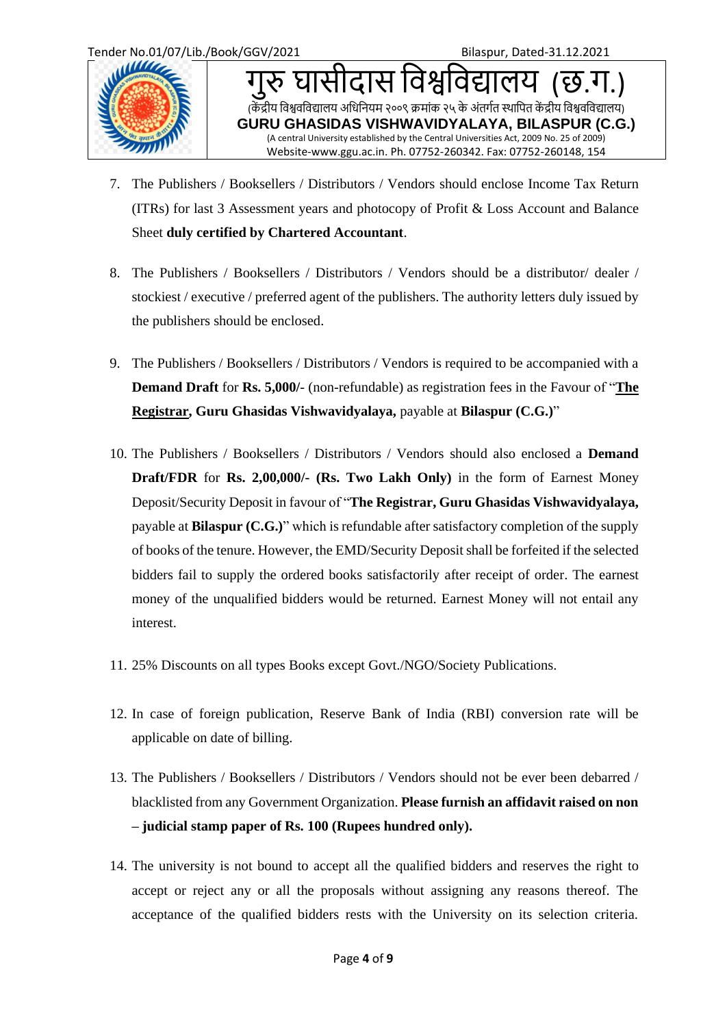7. The Publishers / Booksellers / Distributors / Vendors should enclose Income Tax Return (ITRs) for last 3 Assessment years and photocopy of Profit & Loss Account and Balance Sheet **duly certified by Chartered Accountant**.

8. The Publishers / Booksellers / Distributors / Vendors should be a distributor/ dealer / stockiest / executive / preferred agent of the publishers. The authority letters duly issued by the publishers should be enclosed.

9. The Publishers / Booksellers / Distributors / Vendors is required to be accompanied with a **Demand Draft** for **Rs. 5,000/-** (non-refundable) as registration fees in the Favour of "**The Registrar, Guru Ghasidas Vishwavidyalaya,** payable at **Bilaspur (C.G.)**"

10. The Publishers / Booksellers / Distributors / Vendors should also enclosed a **Demand Draft/FDR** for **Rs. 2,00,000/- (Rs. Two Lakh Only)** in the form of Earnest Money Deposit/Security Deposit in favour of "**The Registrar, Guru Ghasidas Vishwavidyalaya,** payable at **Bilaspur (C.G.)**" which is refundable after satisfactory completion of the supply of books of the tenure. However, the EMD/Security Deposit shall be forfeited if the selected bidders fail to supply the ordered books satisfactorily after receipt of order. The earnest money of the unqualified bidders would be returned. Earnest Money will not entail any interest.

11. 25% Discounts on all types Books except Govt./NGO/Society Publications.

12. In case of foreign publication, Reserve Bank of India (RBI) conversion rate will be applicable on date of billing.

13. The Publishers / Booksellers / Distributors / Vendors should not be ever been debarred / blacklisted from any Government Organization. **Please furnish an affidavit raised on non – judicial stamp paper of Rs. 100 (Rupees hundred only).**

14. The university is not bound to accept all the qualified bidders and reserves the right to accept or reject any or all the proposals without assigning any reasons thereof. The acceptance of the qualified bidders rests with the University on its selection criteria.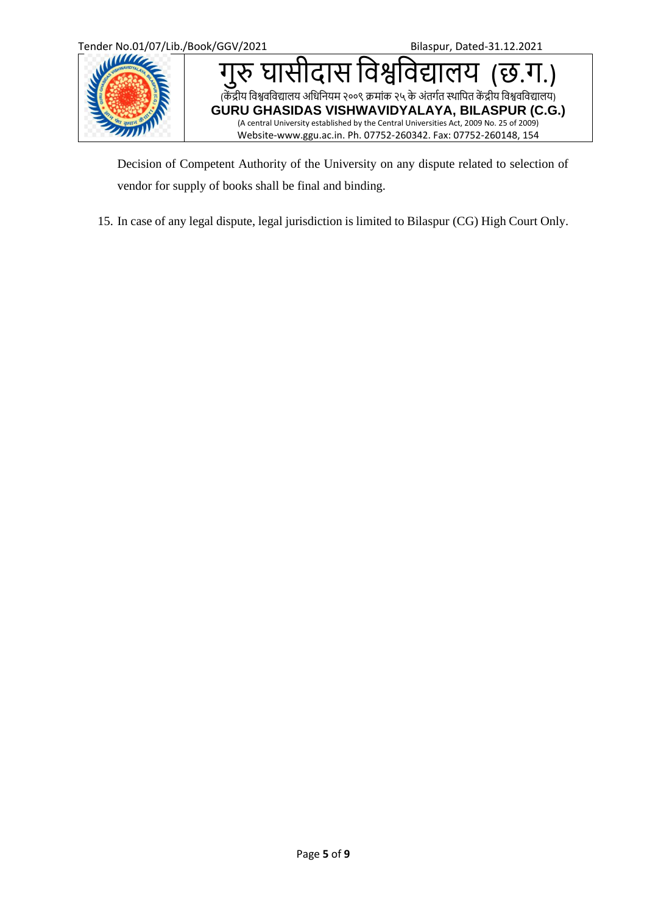Decision of Competent Authority of the University on any dispute related to selection of vendor for supply of books shall be final and binding.

15. In case of any legal dispute, legal jurisdiction is limited to Bilaspur (CG) High Court Only.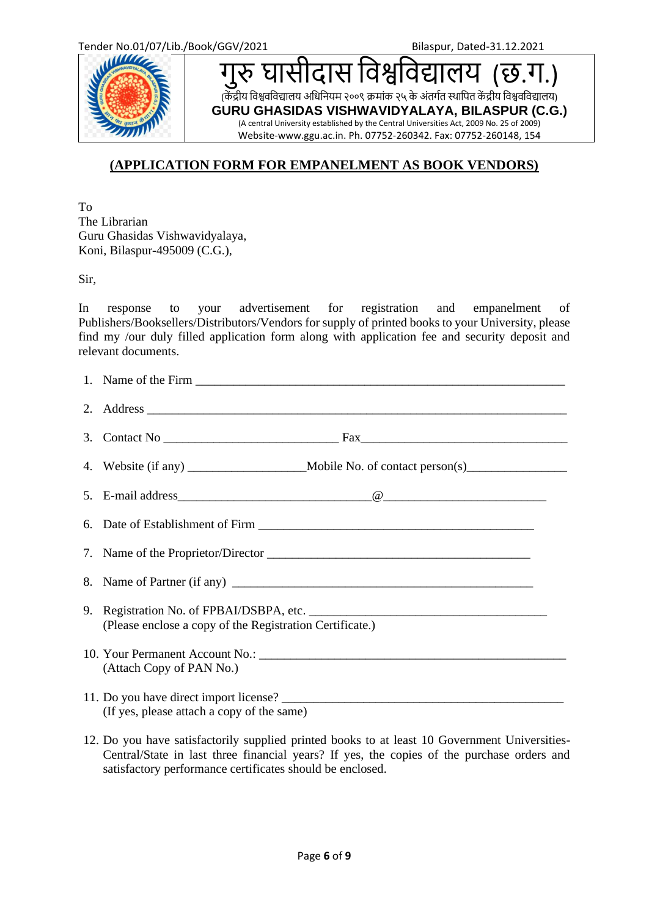Tender No.01/07/Lib./Book/GGV/2021 Bilaspur, Dated-31.12.2021

# गुरु घासीदास विश्वविद्यालय (छ.ग.)

(केंद्रीय विश्वविद्यालय अधिनियम २००९ क्रमांक २५ के अंतर्गत स्थापित केंद्रीय विश्वविद्यालय)

**GURU GHASIDAS VISHWAVIDYALAYA, BILASPUR (C.G.)**

(A central University established by the Central Universities Act, 2009 No. 25 of 2009)

Website-www.ggu.ac.in. Ph. 07752-260342. Fax: 07752-260148, 154

## (APPLICATION FORM FOR EMPANELMENT AS BOOK VENDORS)

To
The Librarian
Guru Ghasidas Vishwavidyalaya,
Koni, Bilaspur-495009 (C.G.),

Sir,

In response to your advertisement for registration and empanelment of Publishers/Booksellers/Distributors/Vendors for supply of printed books to your University, please find my /our duly filled application form along with application fee and security deposit and relevant documents.

1. Name of the Firm ____________________________________________
2. Address ____________________________________________________
3. Contact No ______________________ Fax__________________________
4. Website (if any) _______________Mobile No. of contact person(s)____________
5. E-mail address________________________@____________________
6. Date of Establishment of Firm __________________________________
7. Name of the Proprietor/Director _________________________________
8. Name of Partner (if any) ______________________________________
9. Registration No. of FPBAI/DSBPA, etc. ____________________________
   (Please enclose a copy of the Registration Certificate.)
10. Your Permanent Account No.: ___________________________________
    (Attach Copy of PAN No.)
11. Do you have direct import license? ________________________________
    (If yes, please attach a copy of the same)
12. Do you have satisfactorily supplied printed books to at least 10 Government Universities-Central/State in last three financial years? If yes, the copies of the purchase orders and satisfactory performance certificates should be enclosed.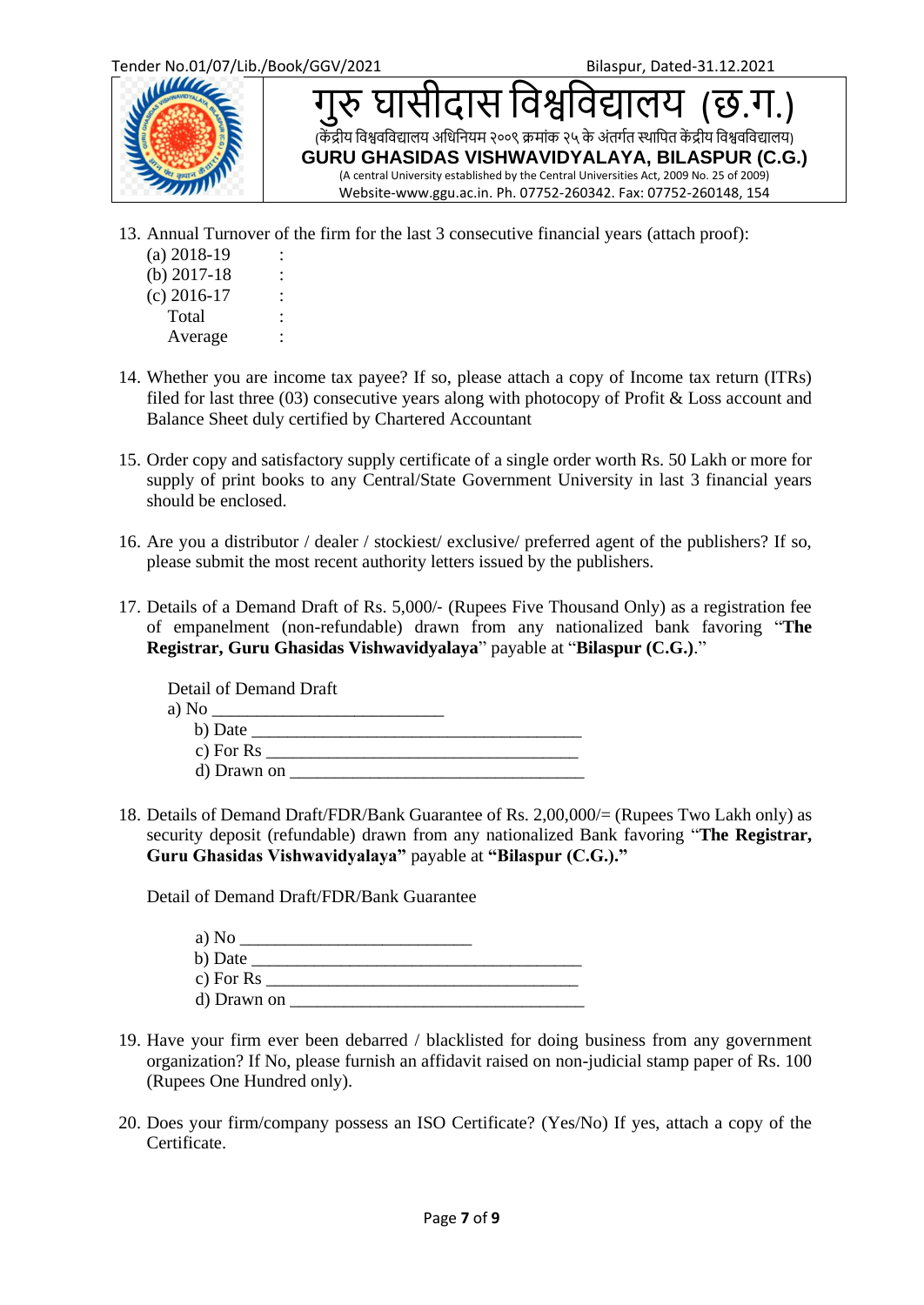13. Annual Turnover of the firm for the last 3 consecutive financial years (attach proof):
    (a) 2018-19 :
    (b) 2017-18 :
    (c) 2016-17 :
    Total :
    Average :

14. Whether you are income tax payee? If so, please attach a copy of Income tax return (ITRs) filed for last three (03) consecutive years along with photocopy of Profit & Loss account and Balance Sheet duly certified by Chartered Accountant

15. Order copy and satisfactory supply certificate of a single order worth Rs. 50 Lakh or more for supply of print books to any Central/State Government University in last 3 financial years should be enclosed.

16. Are you a distributor / dealer / stockiest/ exclusive/ preferred agent of the publishers? If so, please submit the most recent authority letters issued by the publishers.

17. Details of a Demand Draft of Rs. 5,000/- (Rupees Five Thousand Only) as a registration fee of empanelment (non-refundable) drawn from any nationalized bank favoring "**The Registrar, Guru Ghasidas Vishwavidyalaya**" payable at "**Bilaspur (C.G.)**."

    Detail of Demand Draft
    a) No ________________________
    b) Date ________________________________
    c) For Rs ______________________________
    d) Drawn on ____________________________

18. Details of Demand Draft/FDR/Bank Guarantee of Rs. 2,00,000/= (Rupees Two Lakh only) as security deposit (refundable) drawn from any nationalized Bank favoring "**The Registrar, Guru Ghasidas Vishwavidyalaya"** payable at **"Bilaspur (C.G.)."**

    Detail of Demand Draft/FDR/Bank Guarantee

    a) No ________________________
    b) Date ________________________________
    c) For Rs ______________________________
    d) Drawn on ____________________________

19. Have your firm ever been debarred / blacklisted for doing business from any government organization? If No, please furnish an affidavit raised on non-judicial stamp paper of Rs. 100 (Rupees One Hundred only).

20. Does your firm/company possess an ISO Certificate? (Yes/No) If yes, attach a copy of the Certificate.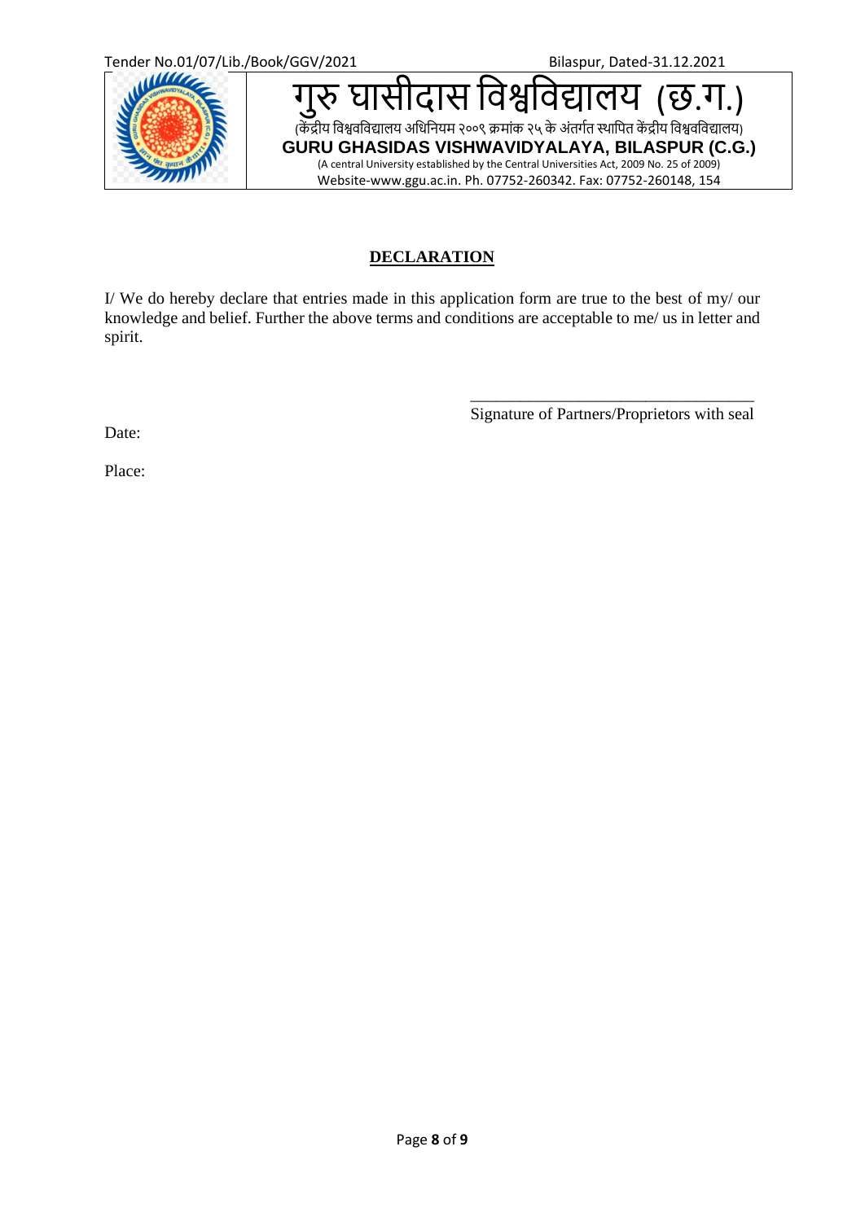## DECLARATION

I/ We do hereby declare that entries made in this application form are true to the best of my/ our knowledge and belief. Further the above terms and conditions are acceptable to me/ us in letter and spirit.

\_\_\_\_\_\_\_\_\_\_\_\_\_\_\_\_\_\_\_\_\_\_\_\_\_\_\_\_\_\_\_\_\_\_\_
Signature of Partners/Proprietors with seal

Date:

Place: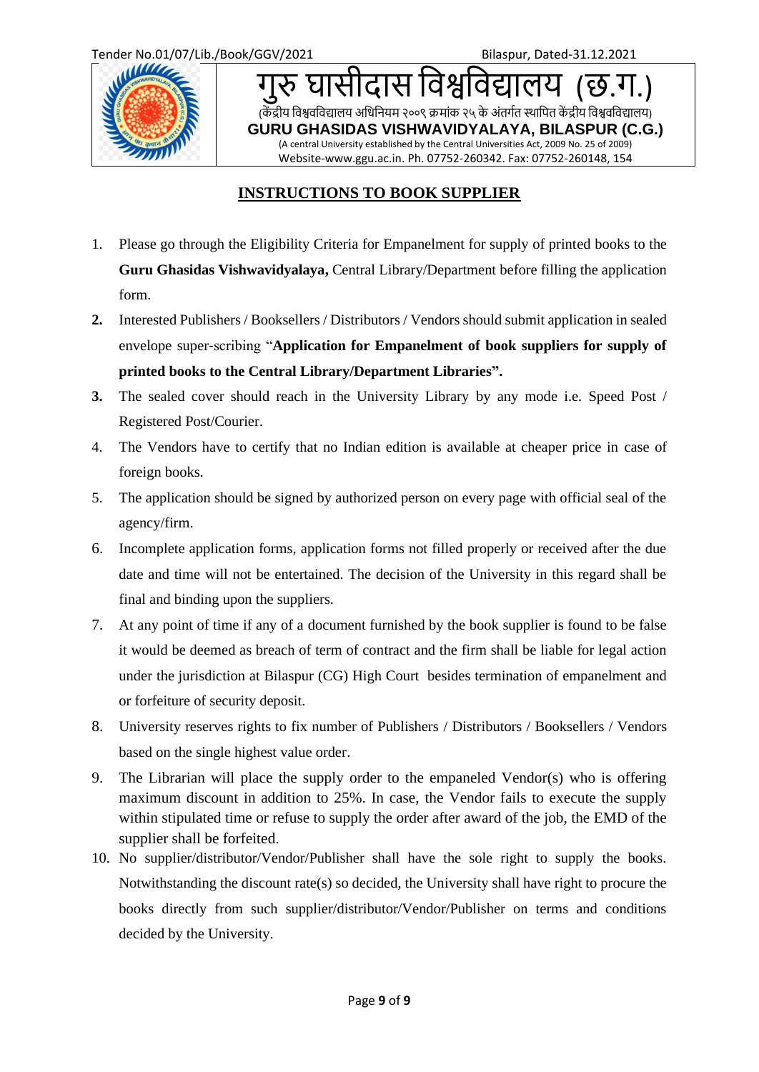Tender No.01/07/Lib./Book/GGV/2021 Bilaspur, Dated-31.12.2021

# गुरु घासीदास विश्वविद्यालय (छ.ग.)

(केंद्रीय विश्वविद्यालय अधिनियम २००९ क्रमांक २५ के अंतर्गत स्थापित केंद्रीय विश्वविद्यालय)

**GURU GHASIDAS VISHWAVIDYALAYA, BILASPUR (C.G.)**

(A central University established by the Central Universities Act, 2009 No. 25 of 2009)

Website-www.ggu.ac.in. Ph. 07752-260342. Fax: 07752-260148, 154

## INSTRUCTIONS TO BOOK SUPPLIER

1. Please go through the Eligibility Criteria for Empanelment for supply of printed books to the **Guru Ghasidas Vishwavidyalaya,** Central Library/Department before filling the application form.
2. Interested Publishers / Booksellers / Distributors / Vendors should submit application in sealed envelope super-scribing "**Application for Empanelment of book suppliers for supply of printed books to the Central Library/Department Libraries".**
3. The sealed cover should reach in the University Library by any mode i.e. Speed Post / Registered Post/Courier.
4. The Vendors have to certify that no Indian edition is available at cheaper price in case of foreign books.
5. The application should be signed by authorized person on every page with official seal of the agency/firm.
6. Incomplete application forms, application forms not filled properly or received after the due date and time will not be entertained. The decision of the University in this regard shall be final and binding upon the suppliers.
7. At any point of time if any of a document furnished by the book supplier is found to be false it would be deemed as breach of term of contract and the firm shall be liable for legal action under the jurisdiction at Bilaspur (CG) High Court besides termination of empanelment and or forfeiture of security deposit.
8. University reserves rights to fix number of Publishers / Distributors / Booksellers / Vendors based on the single highest value order.
9. The Librarian will place the supply order to the empaneled Vendor(s) who is offering maximum discount in addition to 25%. In case, the Vendor fails to execute the supply within stipulated time or refuse to supply the order after award of the job, the EMD of the supplier shall be forfeited.
10. No supplier/distributor/Vendor/Publisher shall have the sole right to supply the books. Notwithstanding the discount rate(s) so decided, the University shall have right to procure the books directly from such supplier/distributor/Vendor/Publisher on terms and conditions decided by the University.